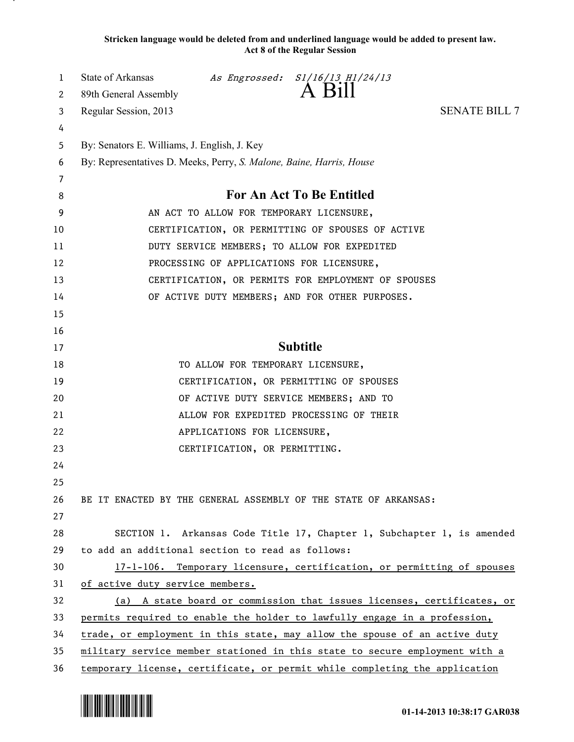**Stricken language would be deleted from and underlined language would be added to present law.**
**Act 8 of the Regular Session**

State of Arkansas *As Engrossed: S1/16/13 H1/24/13*
89th General Assembly
# A Bill
Regular Session, 2013 SENATE BILL 7

By: Senators E. Williams, J. English, J. Key
By: Representatives D. Meeks, Perry, *S. Malone, Baine, Harris, House*

## For An Act To Be Entitled

AN ACT TO ALLOW FOR TEMPORARY LICENSURE, CERTIFICATION, OR PERMITTING OF SPOUSES OF ACTIVE DUTY SERVICE MEMBERS; TO ALLOW FOR EXPEDITED PROCESSING OF APPLICATIONS FOR LICENSURE, CERTIFICATION, OR PERMITS FOR EMPLOYMENT OF SPOUSES OF ACTIVE DUTY MEMBERS; AND FOR OTHER PURPOSES.

## Subtitle

TO ALLOW FOR TEMPORARY LICENSURE, CERTIFICATION, OR PERMITTING OF SPOUSES OF ACTIVE DUTY SERVICE MEMBERS; AND TO ALLOW FOR EXPEDITED PROCESSING OF THEIR APPLICATIONS FOR LICENSURE, CERTIFICATION, OR PERMITTING.

BE IT ENACTED BY THE GENERAL ASSEMBLY OF THE STATE OF ARKANSAS:

SECTION 1. Arkansas Code Title 17, Chapter 1, Subchapter 1, is amended to add an additional section to read as follows:

17-1-106. Temporary licensure, certification, or permitting of spouses of active duty service members.

(a) A state board or commission that issues licenses, certificates, or permits required to enable the holder to lawfully engage in a profession, trade, or employment in this state, may allow the spouse of an active duty military service member stationed in this state to secure employment with a temporary license, certificate, or permit while completing the application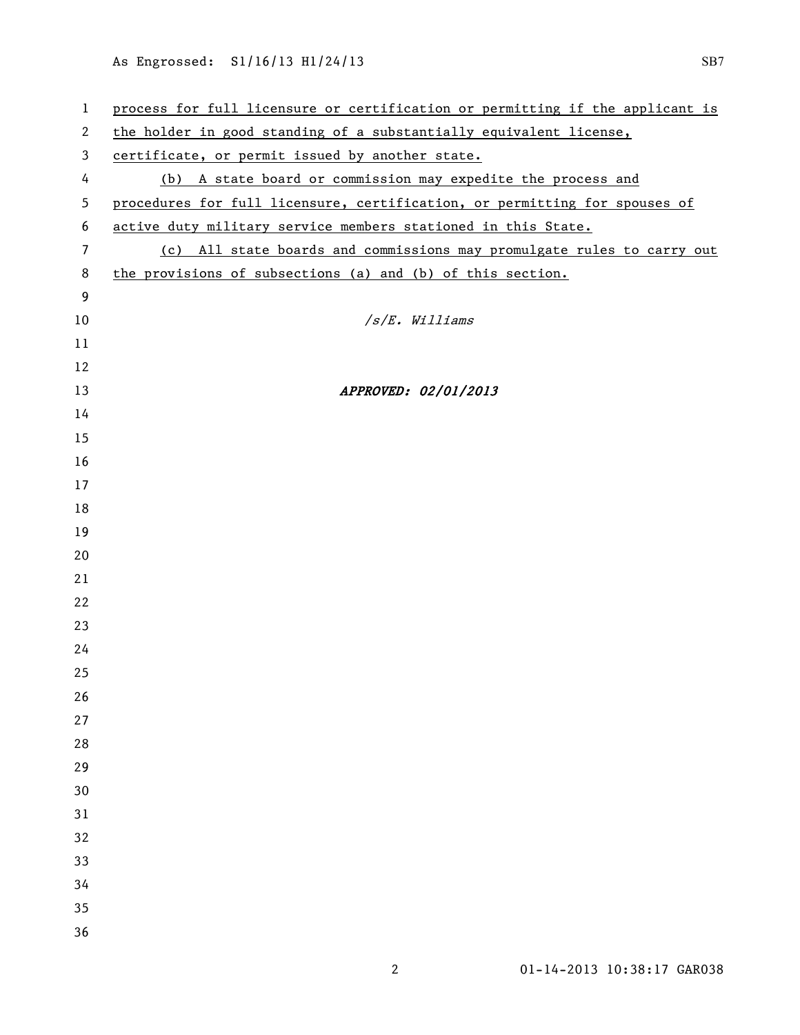process for full licensure or certification or permitting if the applicant is the holder in good standing of a substantially equivalent license, certificate, or permit issued by another state.

(b) A state board or commission may expedite the process and procedures for full licensure, certification, or permitting for spouses of active duty military service members stationed in this State.

(c) All state boards and commissions may promulgate rules to carry out the provisions of subsections (a) and (b) of this section.

*/s/E. Williams*

***APPROVED: 02/01/2013***